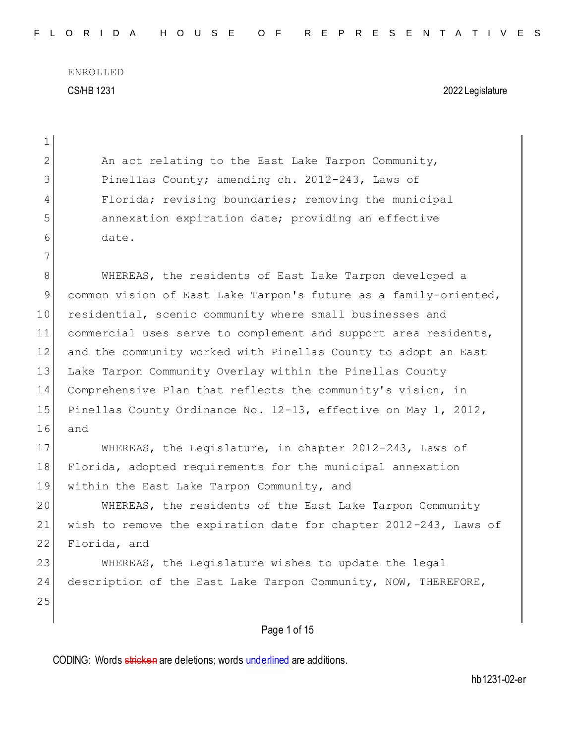ENROLLED

CS/HB 1231 2022 Legislature

An act relating to the East Lake Tarpon Community, Pinellas County; amending ch. 2012-243, Laws of Florida; revising boundaries; removing the municipal annexation expiration date; providing an effective date.

WHEREAS, the residents of East Lake Tarpon developed a common vision of East Lake Tarpon's future as a family-oriented, residential, scenic community where small businesses and commercial uses serve to complement and support area residents, and the community worked with Pinellas County to adopt an East Lake Tarpon Community Overlay within the Pinellas County Comprehensive Plan that reflects the community's vision, in Pinellas County Ordinance No. 12-13, effective on May 1, 2012, and

WHEREAS, the Legislature, in chapter 2012-243, Laws of Florida, adopted requirements for the municipal annexation within the East Lake Tarpon Community, and

WHEREAS, the residents of the East Lake Tarpon Community wish to remove the expiration date for chapter 2012-243, Laws of Florida, and

WHEREAS, the Legislature wishes to update the legal description of the East Lake Tarpon Community, NOW, THEREFORE,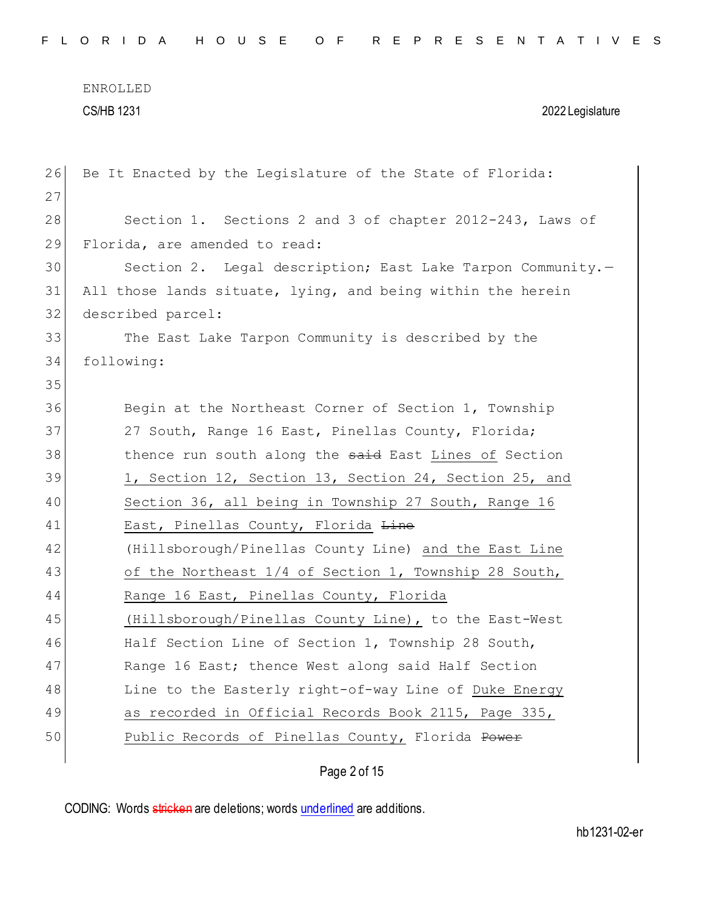Be It Enacted by the Legislature of the State of Florida:

Section 1. Sections 2 and 3 of chapter 2012-243, Laws of Florida, are amended to read:

Section 2. Legal description; East Lake Tarpon Community.—All those lands situate, lying, and being within the herein described parcel:

The East Lake Tarpon Community is described by the following:

Begin at the Northeast Corner of Section 1, Township 27 South, Range 16 East, Pinellas County, Florida; thence run south along the ~~said~~ East Lines of Section 1, Section 12, Section 13, Section 24, Section 25, and Section 36, all being in Township 27 South, Range 16 East, Pinellas County, Florida ~~Line~~ (Hillsborough/Pinellas County Line) and the East Line of the Northeast 1/4 of Section 1, Township 28 South, Range 16 East, Pinellas County, Florida (Hillsborough/Pinellas County Line), to the East-West Half Section Line of Section 1, Township 28 South, Range 16 East; thence West along said Half Section Line to the Easterly right-of-way Line of Duke Energy as recorded in Official Records Book 2115, Page 335, Public Records of Pinellas County, Florida ~~Power~~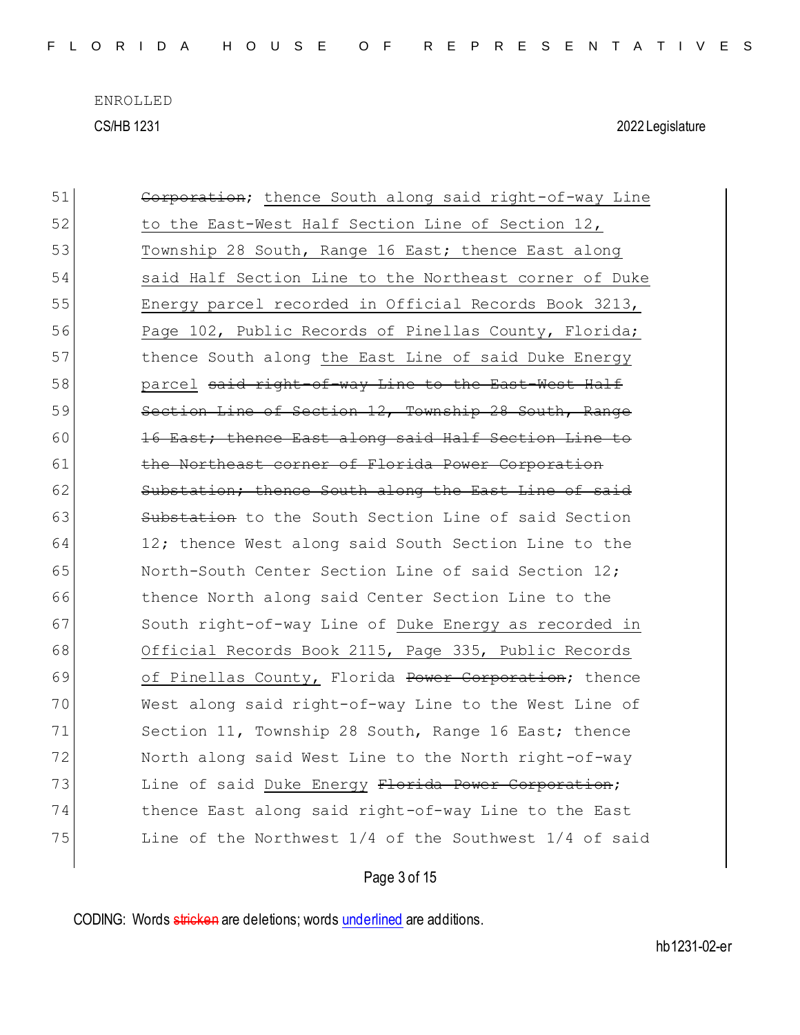51 ~~Corporation~~; thence South along said right-of-way Line
52 to the East-West Half Section Line of Section 12,
53 Township 28 South, Range 16 East; thence East along
54 said Half Section Line to the Northeast corner of Duke
55 Energy parcel recorded in Official Records Book 3213,
56 Page 102, Public Records of Pinellas County, Florida;
57 thence South along the East Line of said Duke Energy
58 parcel ~~said right-of-way Line to the East-West Half~~
59 ~~Section Line of Section 12, Township 28 South, Range~~
60 ~~16 East; thence East along said Half Section Line to~~
61 ~~the Northeast corner of Florida Power Corporation~~
62 ~~Substation; thence South along the East Line of said~~
63 ~~Substation~~ to the South Section Line of said Section
64 12; thence West along said South Section Line to the
65 North-South Center Section Line of said Section 12;
66 thence North along said Center Section Line to the
67 South right-of-way Line of Duke Energy as recorded in
68 Official Records Book 2115, Page 335, Public Records
69 of Pinellas County, Florida ~~Power Corporation~~; thence
70 West along said right-of-way Line to the West Line of
71 Section 11, Township 28 South, Range 16 East; thence
72 North along said West Line to the North right-of-way
73 Line of said Duke Energy ~~Florida Power Corporation~~;
74 thence East along said right-of-way Line to the East
75 Line of the Northwest 1/4 of the Southwest 1/4 of said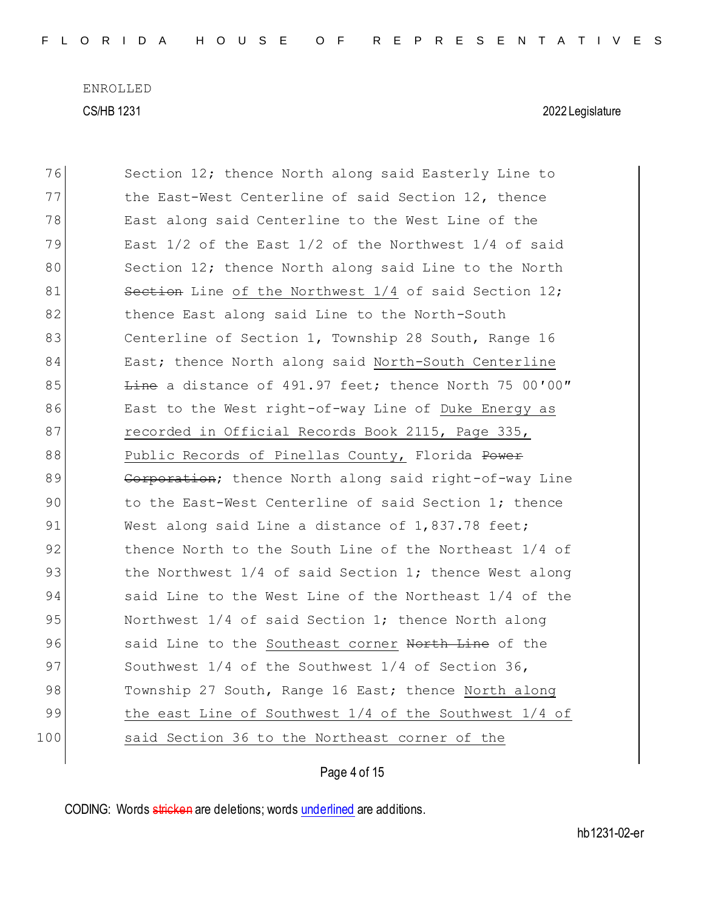76 Section 12; thence North along said Easterly Line to
77 the East-West Centerline of said Section 12, thence
78 East along said Centerline to the West Line of the
79 East 1/2 of the East 1/2 of the Northwest 1/4 of said
80 Section 12; thence North along said Line to the North
81 ~~Section~~ Line <u>of the Northwest 1/4</u> of said Section 12;
82 thence East along said Line to the North-South
83 Centerline of Section 1, Township 28 South, Range 16
84 East; thence North along said <u>North-South Centerline</u>
85 ~~Line~~ a distance of 491.97 feet; thence North 75 00′00″
86 East to the West right-of-way Line of <u>Duke Energy as</u>
87 <u>recorded in Official Records Book 2115, Page 335,</u>
88 <u>Public Records of Pinellas County,</u> Florida ~~Power~~
89 ~~Corporation~~; thence North along said right-of-way Line
90 to the East-West Centerline of said Section 1; thence
91 West along said Line a distance of 1,837.78 feet;
92 thence North to the South Line of the Northeast 1/4 of
93 the Northwest 1/4 of said Section 1; thence West along
94 said Line to the West Line of the Northeast 1/4 of the
95 Northwest 1/4 of said Section 1; thence North along
96 said Line to the <u>Southeast corner</u> ~~North Line~~ of the
97 Southwest 1/4 of the Southwest 1/4 of Section 36,
98 Township 27 South, Range 16 East; thence <u>North along</u>
99 <u>the east Line of Southwest 1/4 of the Southwest 1/4 of</u>
100 <u>said Section 36 to the Northeast corner of the</u>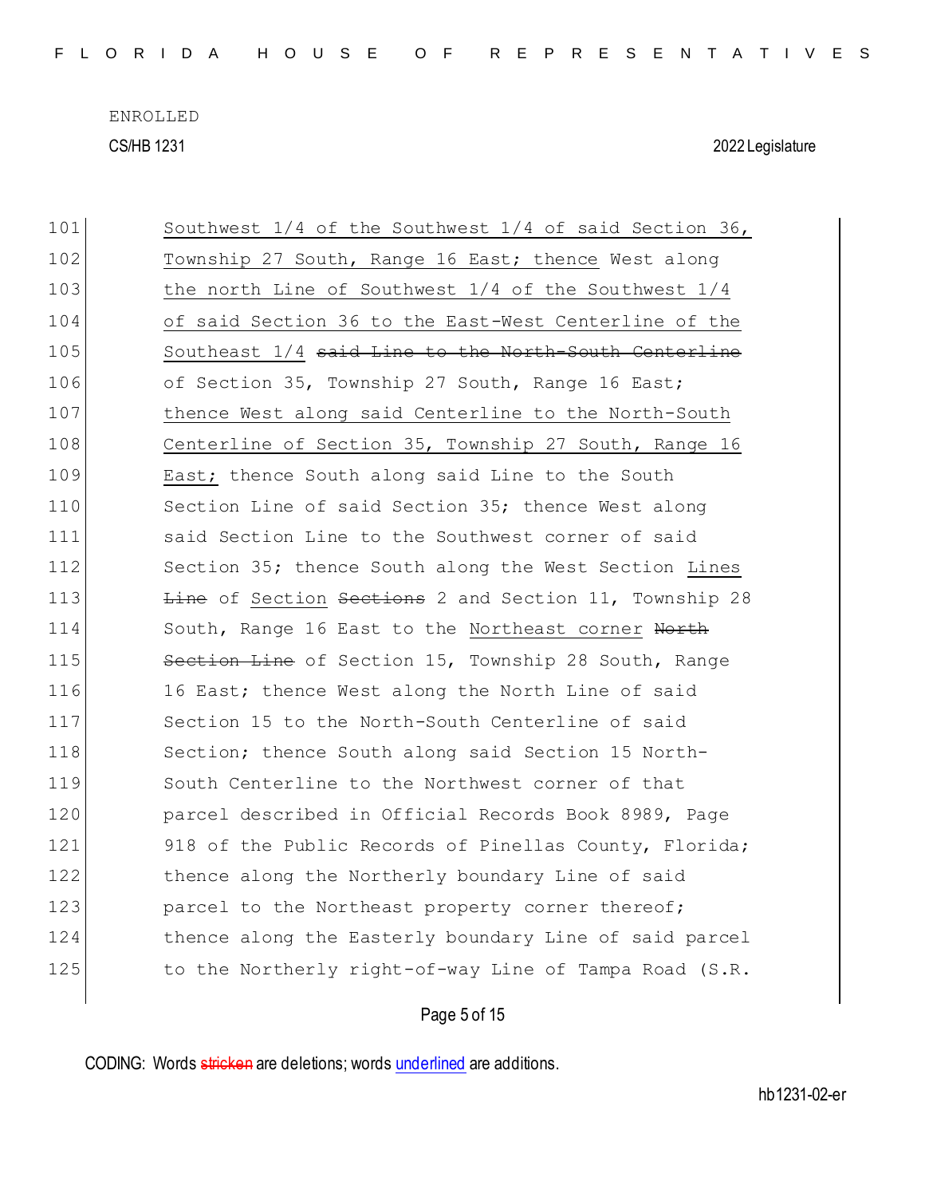101 Southwest 1/4 of the Southwest 1/4 of said Section 36,
102 Township 27 South, Range 16 East; thence West along
103 the north Line of Southwest 1/4 of the Southwest 1/4
104 of said Section 36 to the East-West Centerline of the
105 Southeast 1/4 ~~said Line to the North-South Centerline~~
106 of Section 35, Township 27 South, Range 16 East;
107 thence West along said Centerline to the North-South
108 Centerline of Section 35, Township 27 South, Range 16
109 East; thence South along said Line to the South
110 Section Line of said Section 35; thence West along
111 said Section Line to the Southwest corner of said
112 Section 35; thence South along the West Section Lines
113 ~~Line~~ of Section ~~Sections~~ 2 and Section 11, Township 28
114 South, Range 16 East to the Northeast corner ~~North~~
115 ~~Section Line~~ of Section 15, Township 28 South, Range
116 16 East; thence West along the North Line of said
117 Section 15 to the North-South Centerline of said
118 Section; thence South along said Section 15 North-
119 South Centerline to the Northwest corner of that
120 parcel described in Official Records Book 8989, Page
121 918 of the Public Records of Pinellas County, Florida;
122 thence along the Northerly boundary Line of said
123 parcel to the Northeast property corner thereof;
124 thence along the Easterly boundary Line of said parcel
125 to the Northerly right-of-way Line of Tampa Road (S.R.

CODING: Words ~~stricken~~ are deletions; words underlined are additions.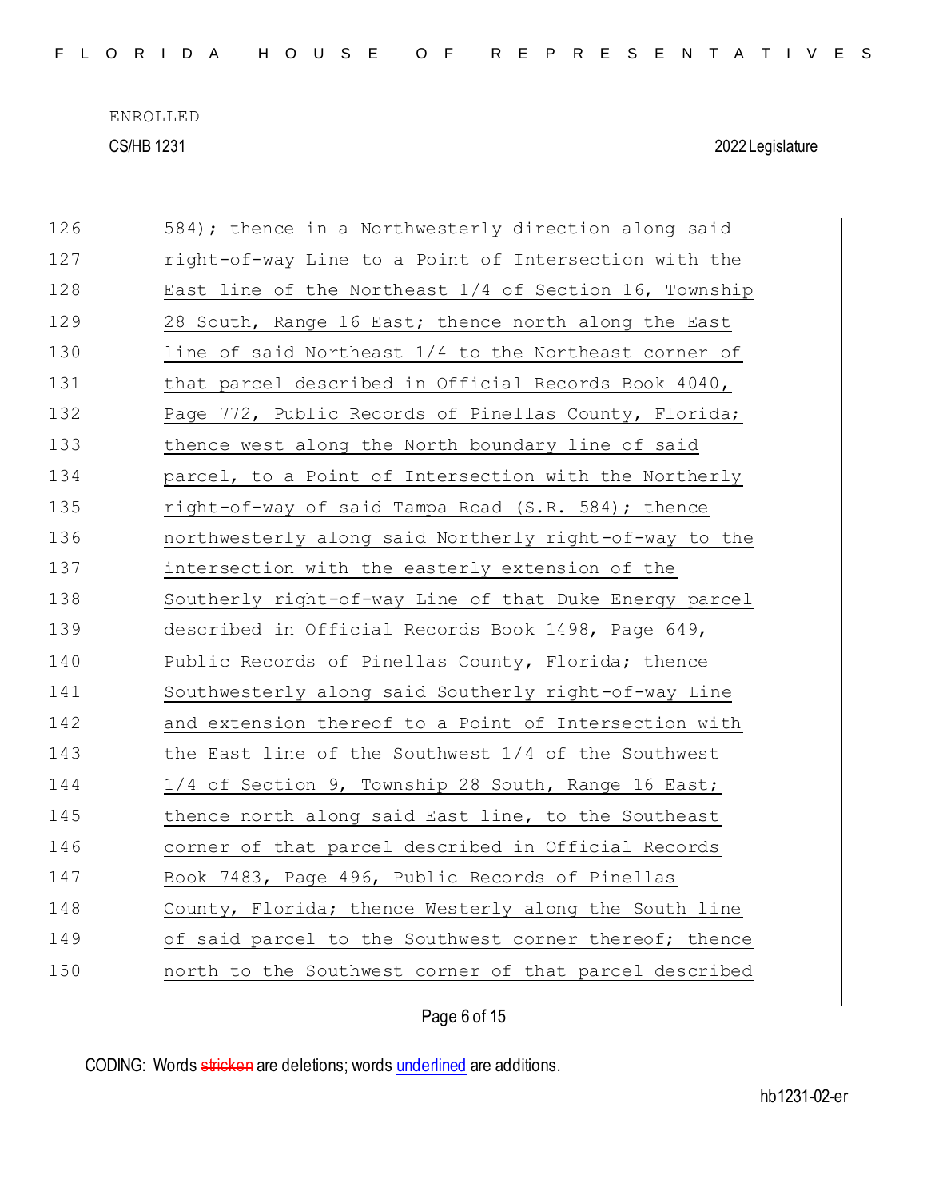126 584); thence in a Northwesterly direction along said
127 right-of-way Line to a Point of Intersection with the
128 East line of the Northeast 1/4 of Section 16, Township
129 28 South, Range 16 East; thence north along the East
130 line of said Northeast 1/4 to the Northeast corner of
131 that parcel described in Official Records Book 4040,
132 Page 772, Public Records of Pinellas County, Florida;
133 thence west along the North boundary line of said
134 parcel, to a Point of Intersection with the Northerly
135 right-of-way of said Tampa Road (S.R. 584); thence
136 northwesterly along said Northerly right-of-way to the
137 intersection with the easterly extension of the
138 Southerly right-of-way Line of that Duke Energy parcel
139 described in Official Records Book 1498, Page 649,
140 Public Records of Pinellas County, Florida; thence
141 Southwesterly along said Southerly right-of-way Line
142 and extension thereof to a Point of Intersection with
143 the East line of the Southwest 1/4 of the Southwest
144 1/4 of Section 9, Township 28 South, Range 16 East;
145 thence north along said East line, to the Southeast
146 corner of that parcel described in Official Records
147 Book 7483, Page 496, Public Records of Pinellas
148 County, Florida; thence Westerly along the South line
149 of said parcel to the Southwest corner thereof; thence
150 north to the Southwest corner of that parcel described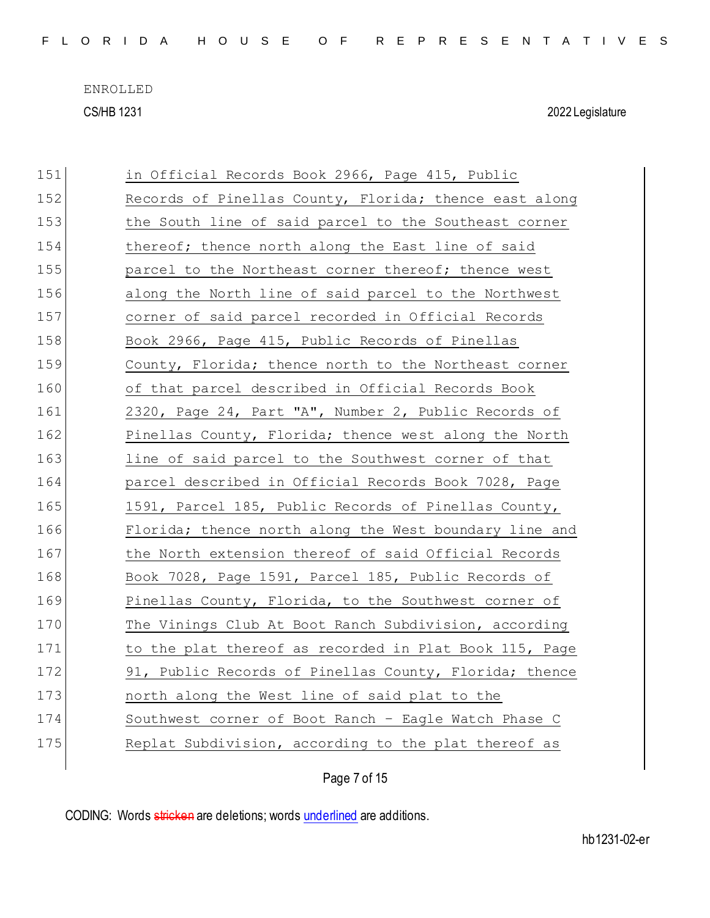151 in Official Records Book 2966, Page 415, Public
152 Records of Pinellas County, Florida; thence east along
153 the South line of said parcel to the Southeast corner
154 thereof; thence north along the East line of said
155 parcel to the Northeast corner thereof; thence west
156 along the North line of said parcel to the Northwest
157 corner of said parcel recorded in Official Records
158 Book 2966, Page 415, Public Records of Pinellas
159 County, Florida; thence north to the Northeast corner
160 of that parcel described in Official Records Book
161 2320, Page 24, Part "A", Number 2, Public Records of
162 Pinellas County, Florida; thence west along the North
163 line of said parcel to the Southwest corner of that
164 parcel described in Official Records Book 7028, Page
165 1591, Parcel 185, Public Records of Pinellas County,
166 Florida; thence north along the West boundary line and
167 the North extension thereof of said Official Records
168 Book 7028, Page 1591, Parcel 185, Public Records of
169 Pinellas County, Florida, to the Southwest corner of
170 The Vinings Club At Boot Ranch Subdivision, according
171 to the plat thereof as recorded in Plat Book 115, Page
172 91, Public Records of Pinellas County, Florida; thence
173 north along the West line of said plat to the
174 Southwest corner of Boot Ranch - Eagle Watch Phase C
175 Replat Subdivision, according to the plat thereof as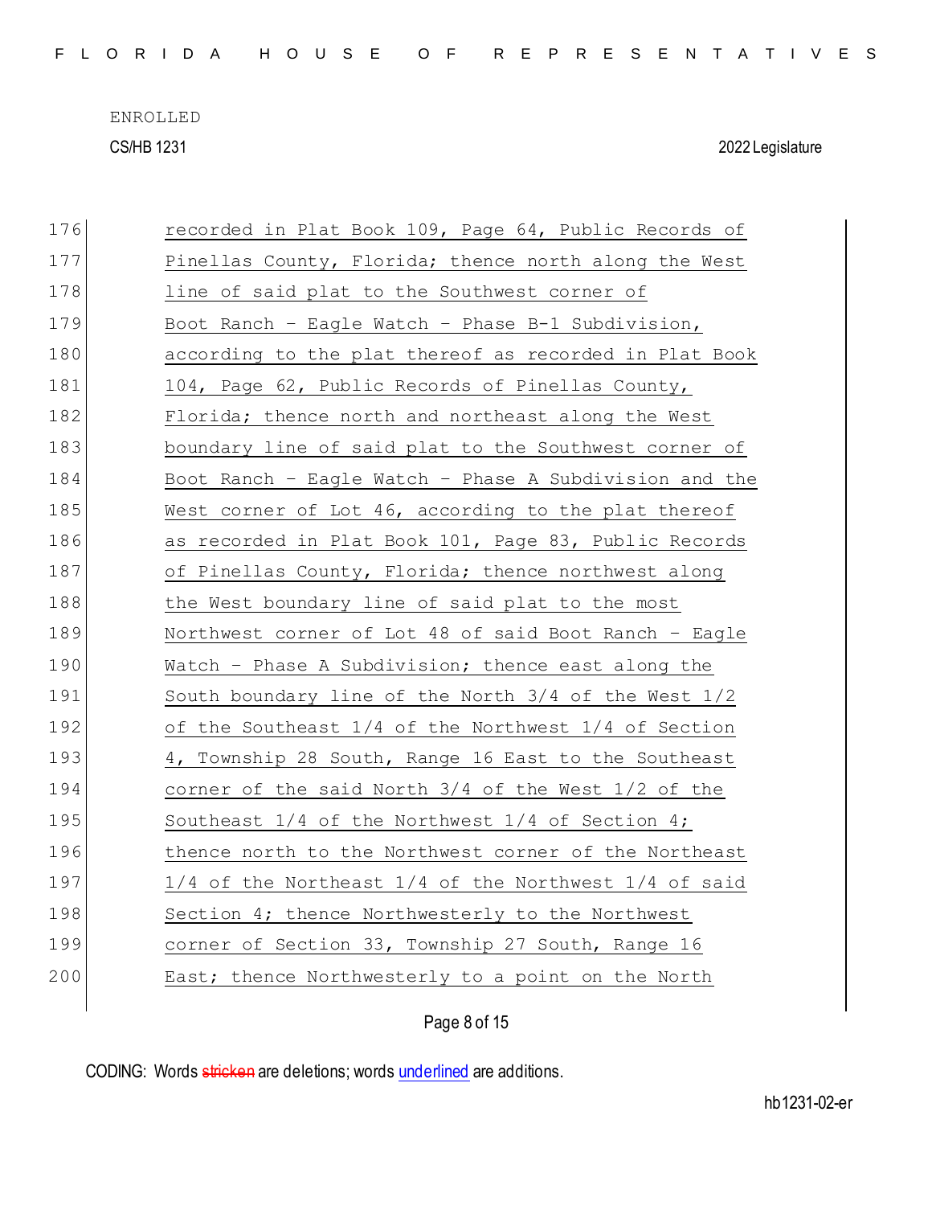176 recorded in Plat Book 109, Page 64, Public Records of
177 Pinellas County, Florida; thence north along the West
178 line of said plat to the Southwest corner of
179 Boot Ranch - Eagle Watch - Phase B-1 Subdivision,
180 according to the plat thereof as recorded in Plat Book
181 104, Page 62, Public Records of Pinellas County,
182 Florida; thence north and northeast along the West
183 boundary line of said plat to the Southwest corner of
184 Boot Ranch - Eagle Watch - Phase A Subdivision and the
185 West corner of Lot 46, according to the plat thereof
186 as recorded in Plat Book 101, Page 83, Public Records
187 of Pinellas County, Florida; thence northwest along
188 the West boundary line of said plat to the most
189 Northwest corner of Lot 48 of said Boot Ranch - Eagle
190 Watch - Phase A Subdivision; thence east along the
191 South boundary line of the North 3/4 of the West 1/2
192 of the Southeast 1/4 of the Northwest 1/4 of Section
193 4, Township 28 South, Range 16 East to the Southeast
194 corner of the said North 3/4 of the West 1/2 of the
195 Southeast 1/4 of the Northwest 1/4 of Section 4;
196 thence north to the Northwest corner of the Northeast
197 1/4 of the Northeast 1/4 of the Northwest 1/4 of said
198 Section 4; thence Northwesterly to the Northwest
199 corner of Section 33, Township 27 South, Range 16
200 East; thence Northwesterly to a point on the North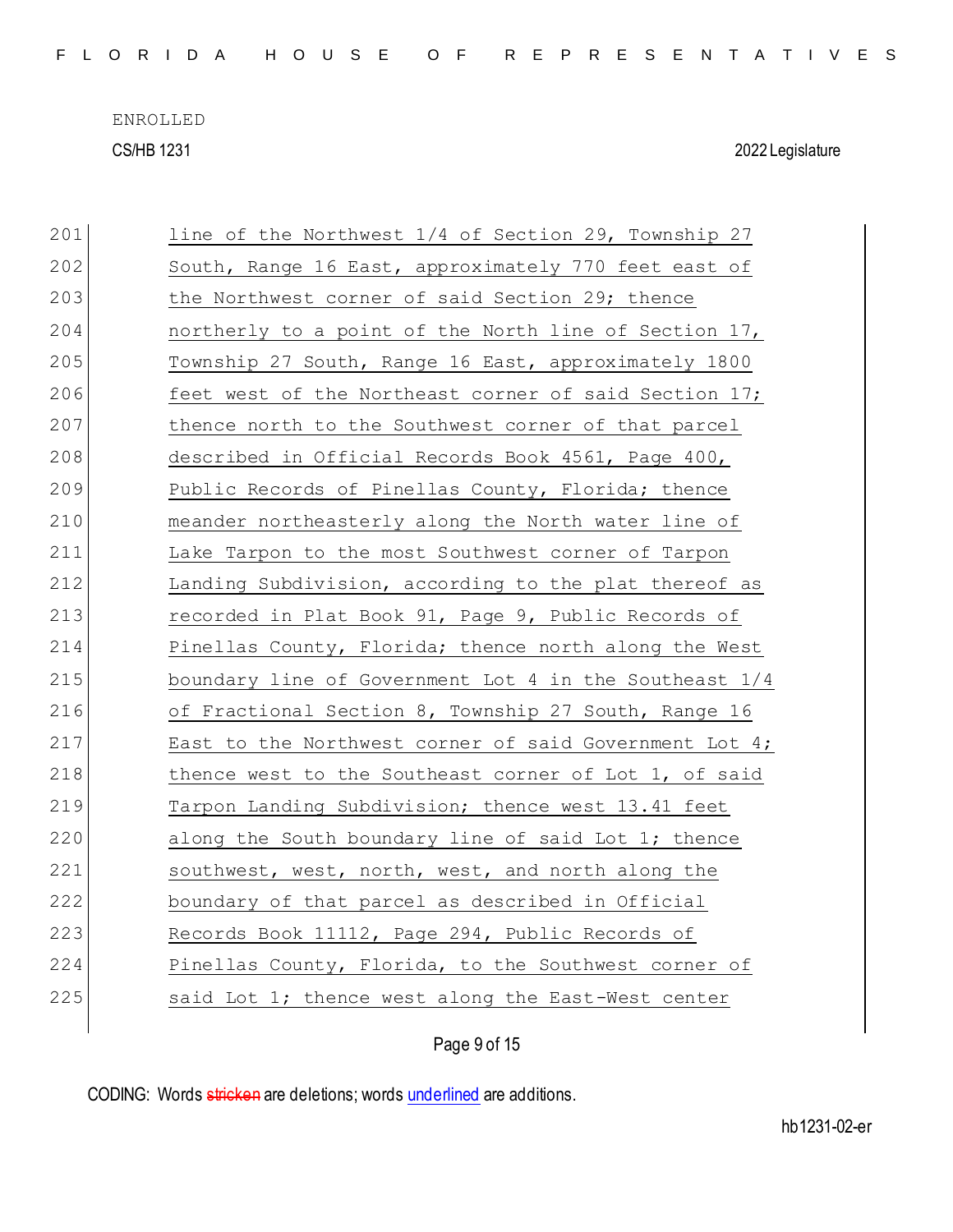201 line of the Northwest 1/4 of Section 29, Township 27
202 South, Range 16 East, approximately 770 feet east of
203 the Northwest corner of said Section 29; thence
204 northerly to a point of the North line of Section 17,
205 Township 27 South, Range 16 East, approximately 1800
206 feet west of the Northeast corner of said Section 17;
207 thence north to the Southwest corner of that parcel
208 described in Official Records Book 4561, Page 400,
209 Public Records of Pinellas County, Florida; thence
210 meander northeasterly along the North water line of
211 Lake Tarpon to the most Southwest corner of Tarpon
212 Landing Subdivision, according to the plat thereof as
213 recorded in Plat Book 91, Page 9, Public Records of
214 Pinellas County, Florida; thence north along the West
215 boundary line of Government Lot 4 in the Southeast 1/4
216 of Fractional Section 8, Township 27 South, Range 16
217 East to the Northwest corner of said Government Lot 4;
218 thence west to the Southeast corner of Lot 1, of said
219 Tarpon Landing Subdivision; thence west 13.41 feet
220 along the South boundary line of said Lot 1; thence
221 southwest, west, north, west, and north along the
222 boundary of that parcel as described in Official
223 Records Book 11112, Page 294, Public Records of
224 Pinellas County, Florida, to the Southwest corner of
225 said Lot 1; thence west along the East-West center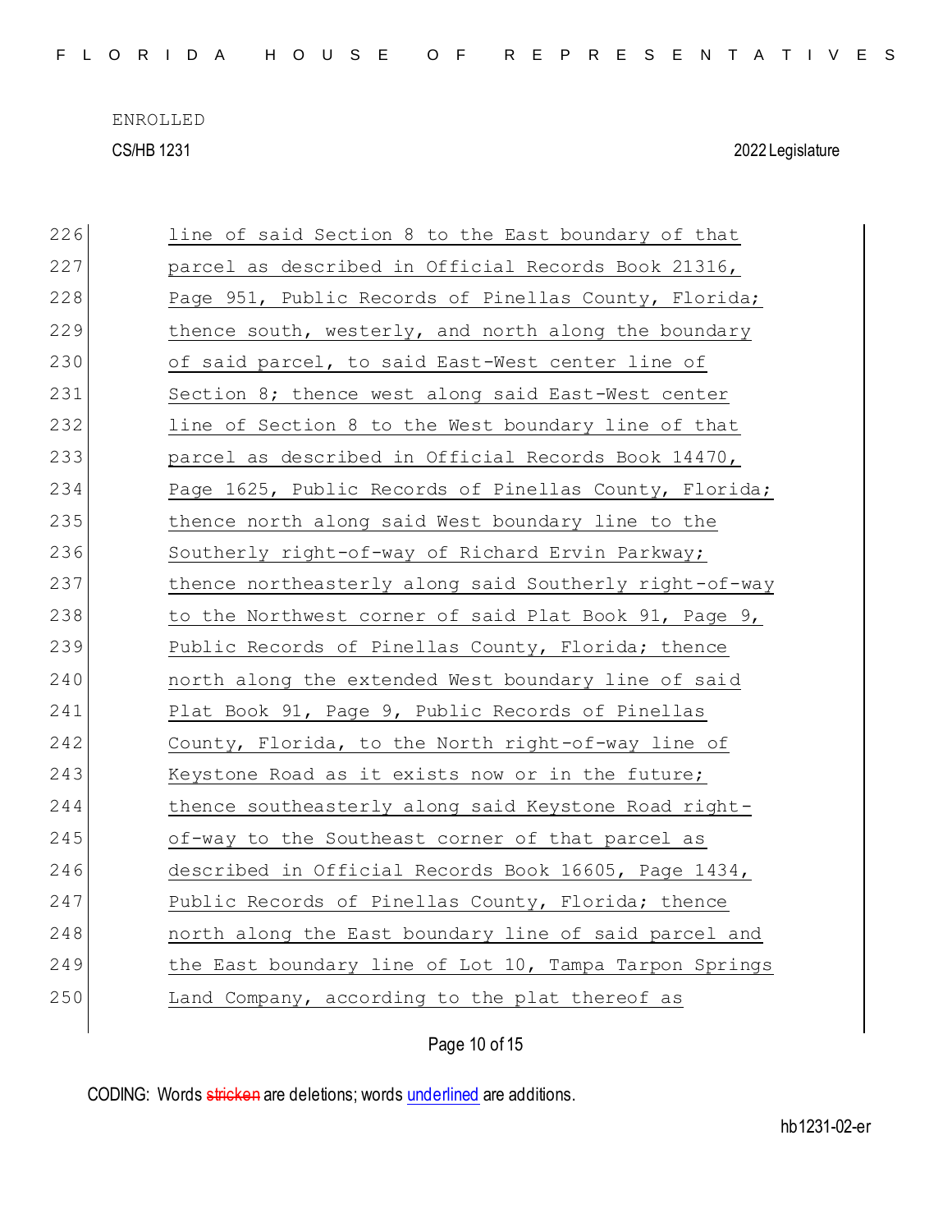line of said Section 8 to the East boundary of that parcel as described in Official Records Book 21316, Page 951, Public Records of Pinellas County, Florida; thence south, westerly, and north along the boundary of said parcel, to said East-West center line of Section 8; thence west along said East-West center line of Section 8 to the West boundary line of that parcel as described in Official Records Book 14470, Page 1625, Public Records of Pinellas County, Florida; thence north along said West boundary line to the Southerly right-of-way of Richard Ervin Parkway; thence northeasterly along said Southerly right-of-way to the Northwest corner of said Plat Book 91, Page 9, Public Records of Pinellas County, Florida; thence north along the extended West boundary line of said Plat Book 91, Page 9, Public Records of Pinellas County, Florida, to the North right-of-way line of Keystone Road as it exists now or in the future; thence southeasterly along said Keystone Road right-of-way to the Southeast corner of that parcel as described in Official Records Book 16605, Page 1434, Public Records of Pinellas County, Florida; thence north along the East boundary line of said parcel and the East boundary line of Lot 10, Tampa Tarpon Springs Land Company, according to the plat thereof as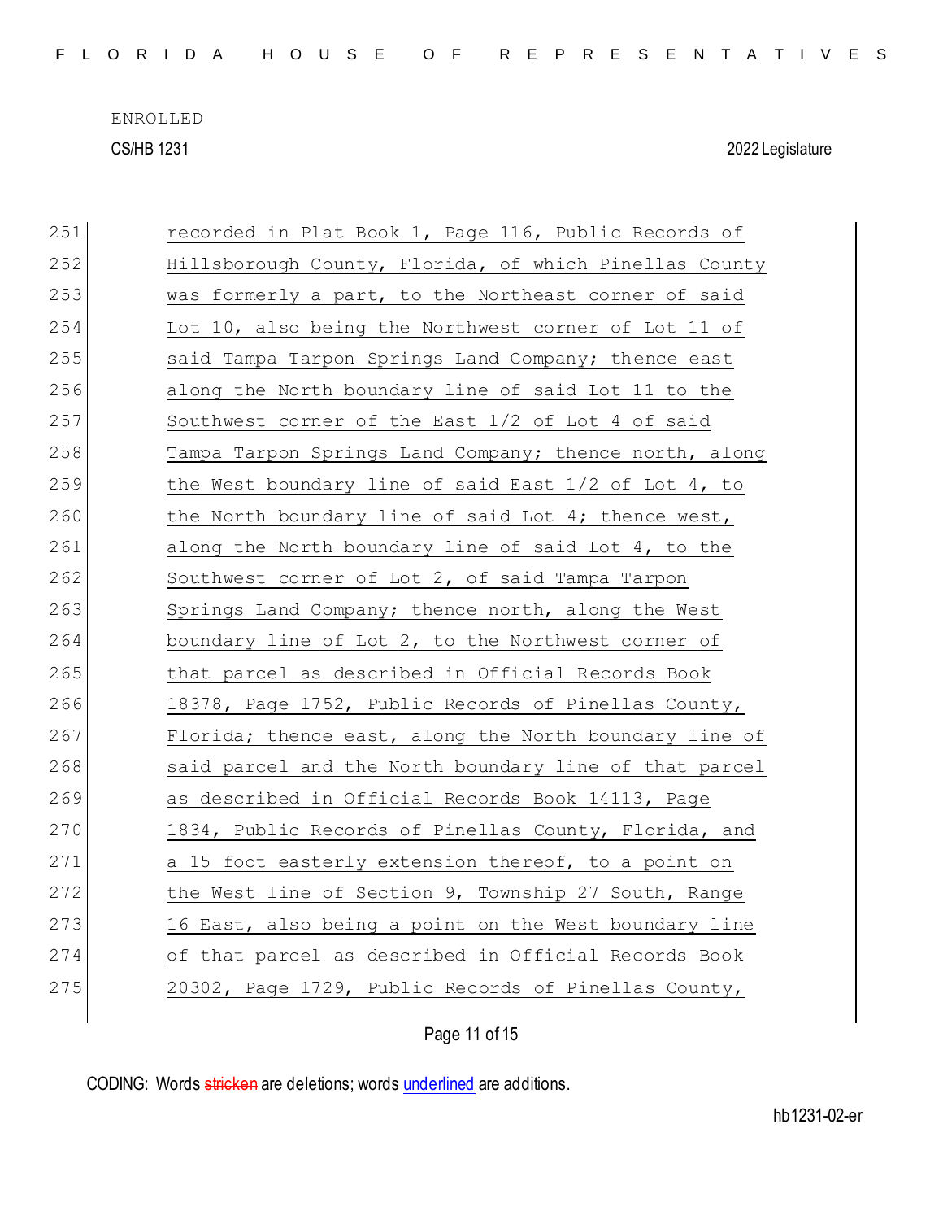251 recorded in Plat Book 1, Page 116, Public Records of
252 Hillsborough County, Florida, of which Pinellas County
253 was formerly a part, to the Northeast corner of said
254 Lot 10, also being the Northwest corner of Lot 11 of
255 said Tampa Tarpon Springs Land Company; thence east
256 along the North boundary line of said Lot 11 to the
257 Southwest corner of the East 1/2 of Lot 4 of said
258 Tampa Tarpon Springs Land Company; thence north, along
259 the West boundary line of said East 1/2 of Lot 4, to
260 the North boundary line of said Lot 4; thence west,
261 along the North boundary line of said Lot 4, to the
262 Southwest corner of Lot 2, of said Tampa Tarpon
263 Springs Land Company; thence north, along the West
264 boundary line of Lot 2, to the Northwest corner of
265 that parcel as described in Official Records Book
266 18378, Page 1752, Public Records of Pinellas County,
267 Florida; thence east, along the North boundary line of
268 said parcel and the North boundary line of that parcel
269 as described in Official Records Book 14113, Page
270 1834, Public Records of Pinellas County, Florida, and
271 a 15 foot easterly extension thereof, to a point on
272 the West line of Section 9, Township 27 South, Range
273 16 East, also being a point on the West boundary line
274 of that parcel as described in Official Records Book
275 20302, Page 1729, Public Records of Pinellas County,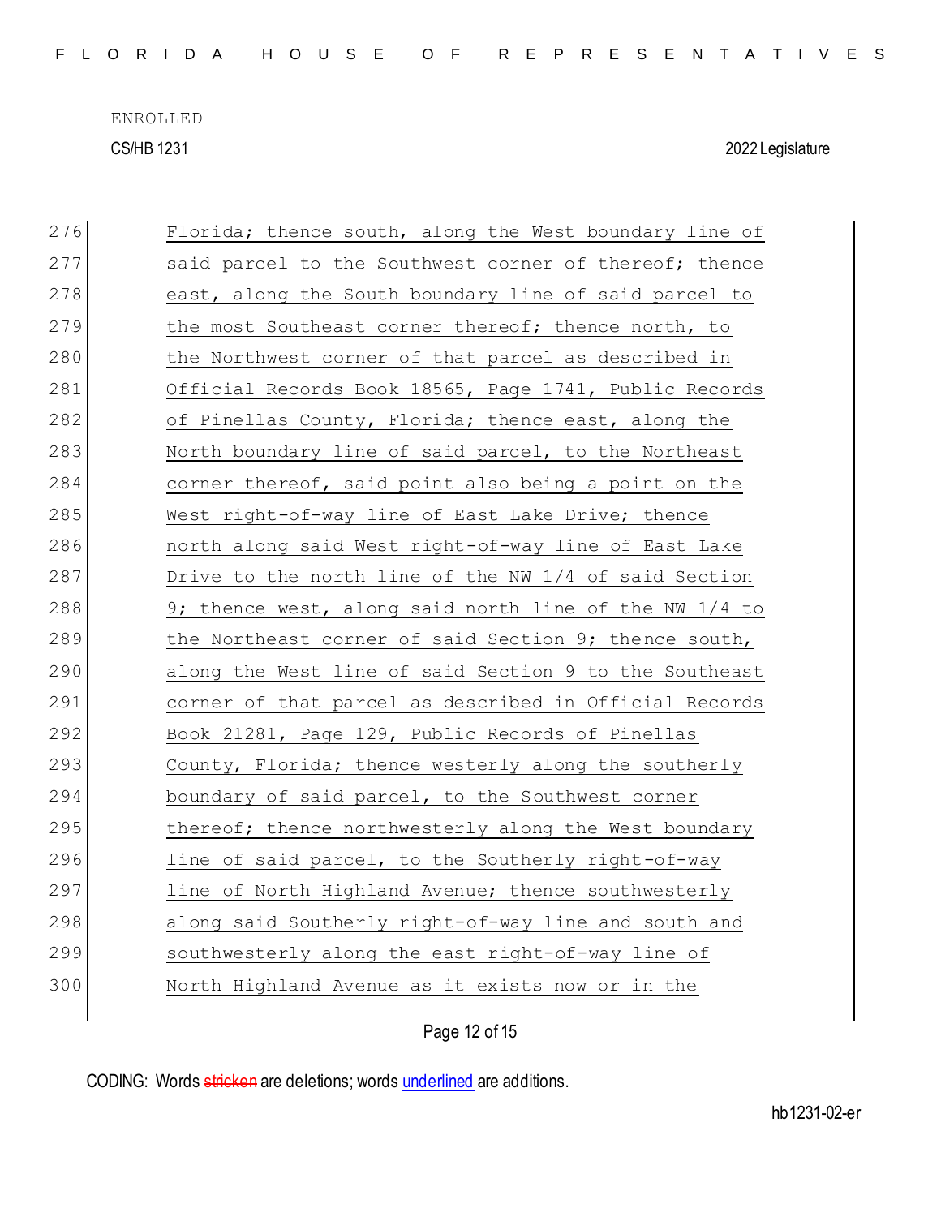276 Florida; thence south, along the West boundary line of
277 said parcel to the Southwest corner of thereof; thence
278 east, along the South boundary line of said parcel to
279 the most Southeast corner thereof; thence north, to
280 the Northwest corner of that parcel as described in
281 Official Records Book 18565, Page 1741, Public Records
282 of Pinellas County, Florida; thence east, along the
283 North boundary line of said parcel, to the Northeast
284 corner thereof, said point also being a point on the
285 West right-of-way line of East Lake Drive; thence
286 north along said West right-of-way line of East Lake
287 Drive to the north line of the NW 1/4 of said Section
288 9; thence west, along said north line of the NW 1/4 to
289 the Northeast corner of said Section 9; thence south,
290 along the West line of said Section 9 to the Southeast
291 corner of that parcel as described in Official Records
292 Book 21281, Page 129, Public Records of Pinellas
293 County, Florida; thence westerly along the southerly
294 boundary of said parcel, to the Southwest corner
295 thereof; thence northwesterly along the West boundary
296 line of said parcel, to the Southerly right-of-way
297 line of North Highland Avenue; thence southwesterly
298 along said Southerly right-of-way line and south and
299 southwesterly along the east right-of-way line of
300 North Highland Avenue as it exists now or in the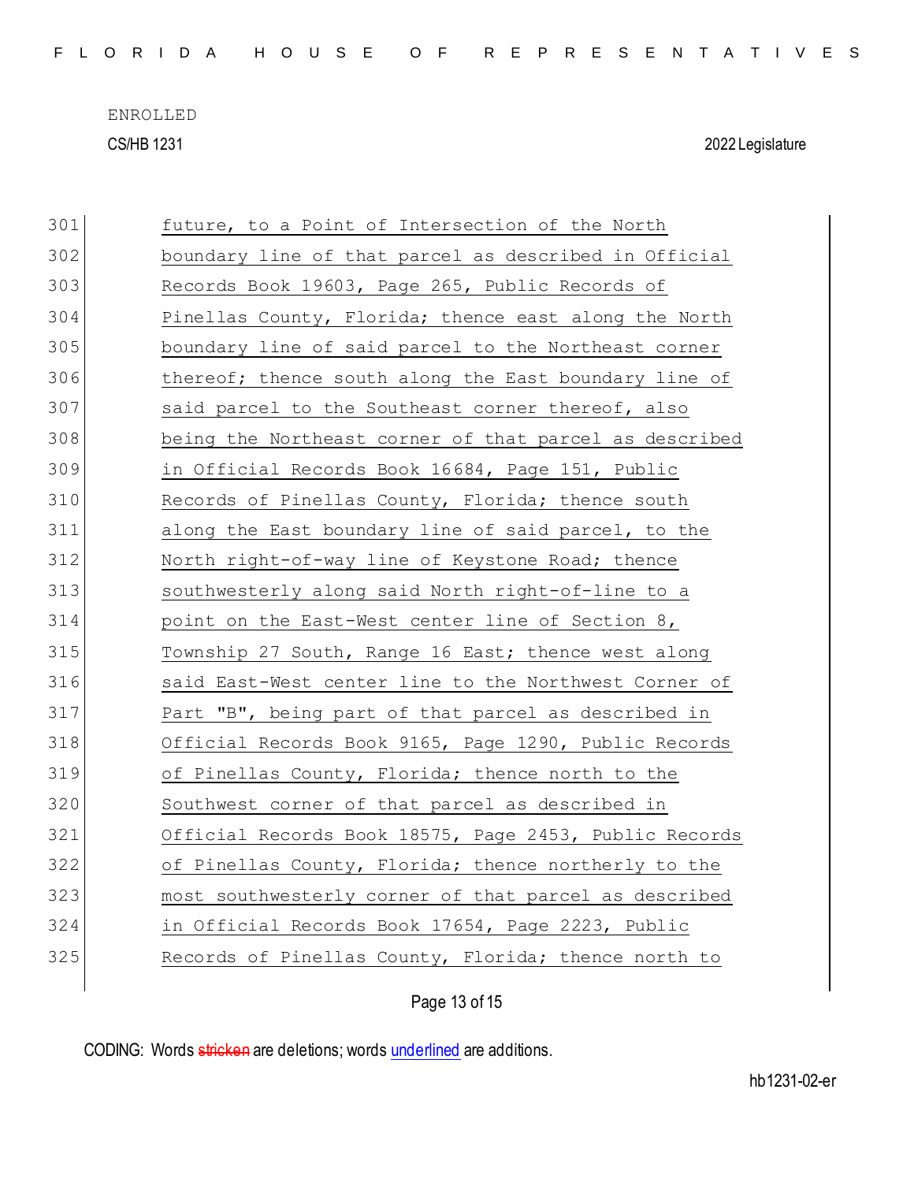301 future, to a Point of Intersection of the North
302 boundary line of that parcel as described in Official
303 Records Book 19603, Page 265, Public Records of
304 Pinellas County, Florida; thence east along the North
305 boundary line of said parcel to the Northeast corner
306 thereof; thence south along the East boundary line of
307 said parcel to the Southeast corner thereof, also
308 being the Northeast corner of that parcel as described
309 in Official Records Book 16684, Page 151, Public
310 Records of Pinellas County, Florida; thence south
311 along the East boundary line of said parcel, to the
312 North right-of-way line of Keystone Road; thence
313 southwesterly along said North right-of-line to a
314 point on the East-West center line of Section 8,
315 Township 27 South, Range 16 East; thence west along
316 said East-West center line to the Northwest Corner of
317 Part "B", being part of that parcel as described in
318 Official Records Book 9165, Page 1290, Public Records
319 of Pinellas County, Florida; thence north to the
320 Southwest corner of that parcel as described in
321 Official Records Book 18575, Page 2453, Public Records
322 of Pinellas County, Florida; thence northerly to the
323 most southwesterly corner of that parcel as described
324 in Official Records Book 17654, Page 2223, Public
325 Records of Pinellas County, Florida; thence north to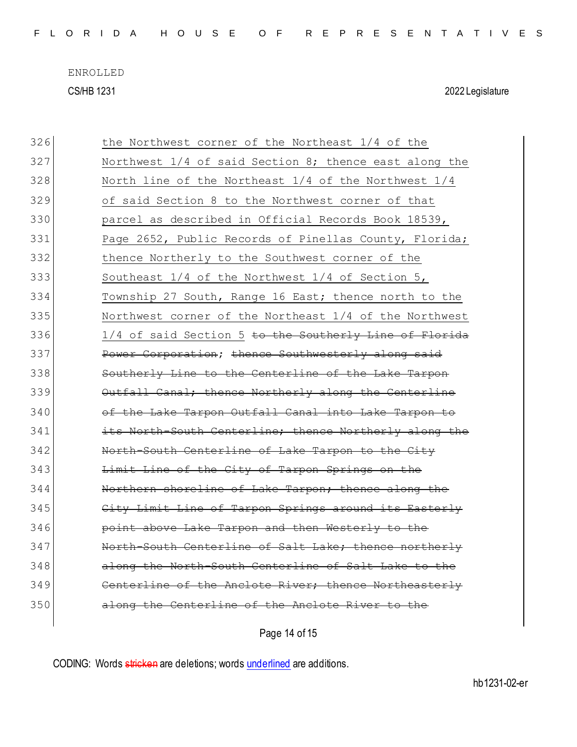326 the Northwest corner of the Northeast 1/4 of the
327 Northwest 1/4 of said Section 8; thence east along the
328 North line of the Northeast 1/4 of the Northwest 1/4
329 of said Section 8 to the Northwest corner of that
330 parcel as described in Official Records Book 18539,
331 Page 2652, Public Records of Pinellas County, Florida;
332 thence Northerly to the Southwest corner of the
333 Southeast 1/4 of the Northwest 1/4 of Section 5,
334 Township 27 South, Range 16 East; thence north to the
335 Northwest corner of the Northeast 1/4 of the Northwest
336 1/4 of said Section 5 ~~to the Southerly Line of Florida~~
337 ~~Power Corporation~~; ~~thence Southwesterly along said~~
338 ~~Southerly Line to the Centerline of the Lake Tarpon~~
339 ~~Outfall Canal; thence Northerly along the Centerline~~
340 ~~of the Lake Tarpon Outfall Canal into Lake Tarpon to~~
341 ~~its North-South Centerline; thence Northerly along the~~
342 ~~North-South Centerline of Lake Tarpon to the City~~
343 ~~Limit Line of the City of Tarpon Springs on the~~
344 ~~Northern shoreline of Lake Tarpon; thence along the~~
345 ~~City Limit Line of Tarpon Springs around its Easterly~~
346 ~~point above Lake Tarpon and then Westerly to the~~
347 ~~North-South Centerline of Salt Lake; thence northerly~~
348 ~~along the North-South Centerline of Salt Lake to the~~
349 ~~Centerline of the Anclote River; thence Northeasterly~~
350 ~~along the Centerline of the Anclote River to the~~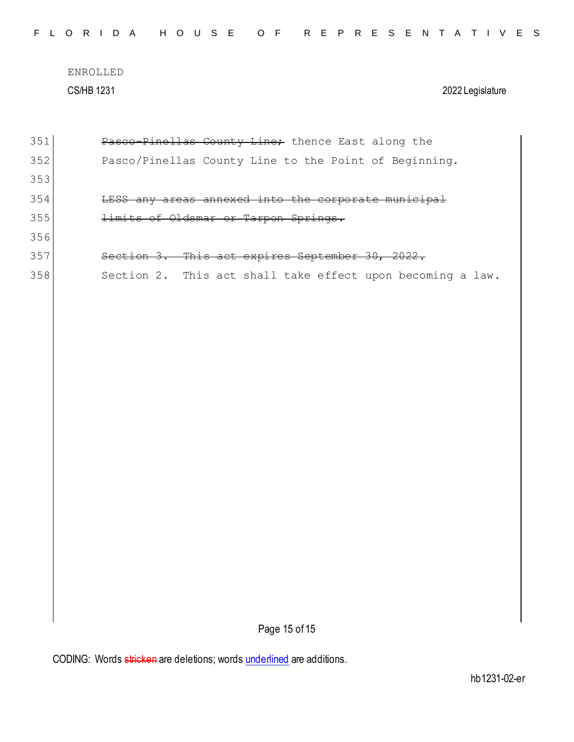351 ~~Pasco-Pinellas County Line;~~ thence East along the

352 Pasco/Pinellas County Line to the Point of Beginning.

353

354 ~~LESS any areas annexed into the corporate municipal~~

355 ~~limits of Oldsmar or Tarpon Springs.~~

356

357 ~~Section 3. This act expires September 30, 2022.~~

358 Section 2. This act shall take effect upon becoming a law.

CODING: Words ~~stricken~~ are deletions; words <u>underlined</u> are additions.